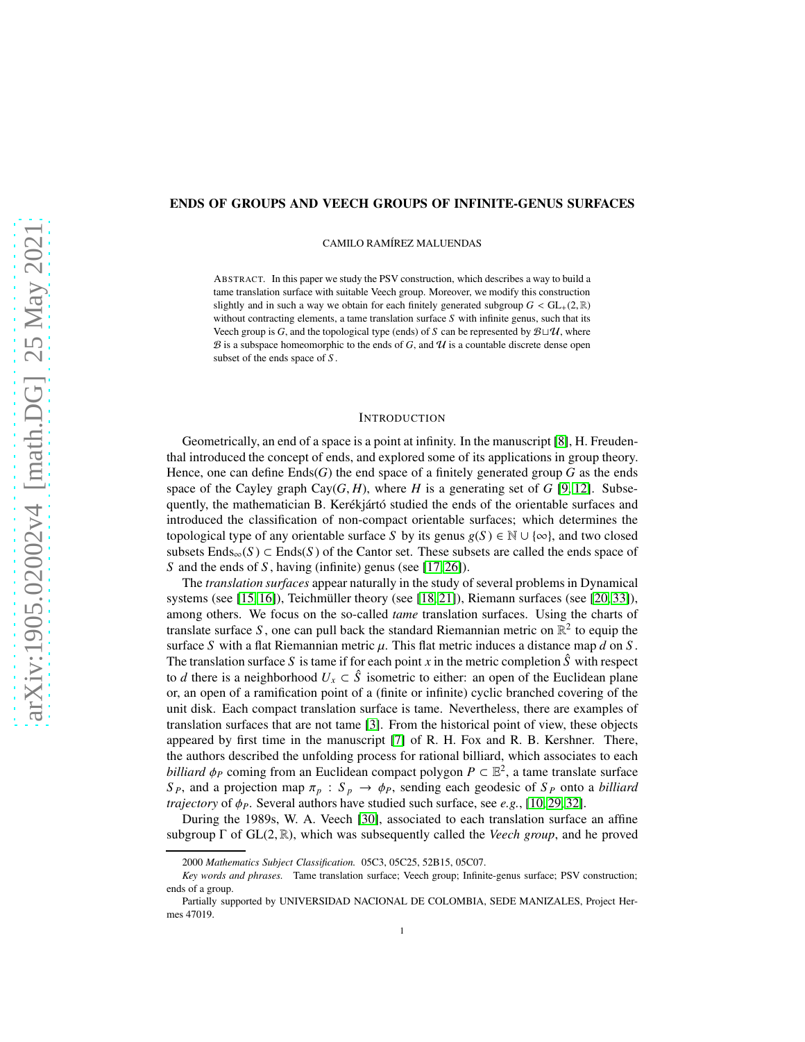# ENDS OF GROUPS AND VEECH GROUPS OF INFINITE-GENUS SURFACES

CAMILO RAMÍREZ MALUENDAS

ABSTRACT. In this paper we study the PSV construction, which describes a way to build a tame translation surface with suitable Veech group. Moreover, we modify this construction slightly and in such a way we obtain for each finitely generated subgroup $G < \mathrm{GL}_+(2,\mathbb{R})$ without contracting elements, a tame translation surface $S$ with infinite genus, such that its Veech group is $G$, and the topological type (ends) of $S$ can be represented by $\mathcal{B}\sqcup\mathcal{U}$, where $\mathcal{B}$ is a subspace homeomorphic to the ends of $G$, and $\mathcal{U}$ is a countable discrete dense open subset of the ends space of $S$.

## INTRODUCTION

Geometrically, an end of a space is a point at infinity. In the manuscript [8], H. Freudenthal introduced the concept of ends, and explored some of its applications in group theory. Hence, one can define $\mathrm{Ends}(G)$ the end space of a finitely generated group $G$ as the ends space of the Cayley graph $\mathrm{Cay}(G, H)$, where $H$ is a generating set of $G$ [9, 12]. Subsequently, the mathematician B. Kerékjártó studied the ends of the orientable surfaces and introduced the classification of non-compact orientable surfaces; which determines the topological type of any orientable surface $S$ by its genus $g(S) \in \mathbb{N} \cup \{\infty\}$, and two closed subsets $\mathrm{Ends}_\infty(S) \subset \mathrm{Ends}(S)$ of the Cantor set. These subsets are called the ends space of $S$ and the ends of $S$, having (infinite) genus (see [17, 26]).

The *translation surfaces* appear naturally in the study of several problems in Dynamical systems (see [15, 16]), Teichmüller theory (see [18, 21]), Riemann surfaces (see [20, 33]), among others. We focus on the so-called *tame* translation surfaces. Using the charts of translate surface $S$, one can pull back the standard Riemannian metric on $\mathbb{R}^2$ to equip the surface $S$ with a flat Riemannian metric $\mu$. This flat metric induces a distance map $d$ on $S$. The translation surface $S$ is tame if for each point $x$ in the metric completion $\hat{S}$ with respect to $d$ there is a neighborhood $U_x \subset \hat{S}$ isometric to either: an open of the Euclidean plane or, an open of a ramification point of a (finite or infinite) cyclic branched covering of the unit disk. Each compact translation surface is tame. Nevertheless, there are examples of translation surfaces that are not tame [3]. From the historical point of view, these objects appeared by first time in the manuscript [7] of R. H. Fox and R. B. Kershner. There, the authors described the unfolding process for rational billiard, which associates to each *billiard* $\phi_P$ coming from an Euclidean compact polygon $P \subset \mathbb{E}^2$, a tame translate surface $S_P$, and a projection map $\pi_p : S_p \to \phi_P$, sending each geodesic of $S_P$ onto a *billiard trajectory* of $\phi_P$. Several authors have studied such surface, see *e.g.*, [10, 29, 32].

During the 1989s, W. A. Veech [30], associated to each translation surface an affine subgroup $\Gamma$ of $\mathrm{GL}(2,\mathbb{R})$, which was subsequently called the *Veech group*, and he proved

---

2000 *Mathematics Subject Classification.* 05C3, 05C25, 52B15, 05C07.

*Key words and phrases.* Tame translation surface; Veech group; Infinite-genus surface; PSV construction; ends of a group.

Partially supported by UNIVERSIDAD NACIONAL DE COLOMBIA, SEDE MANIZALES, Project Hermes 47019.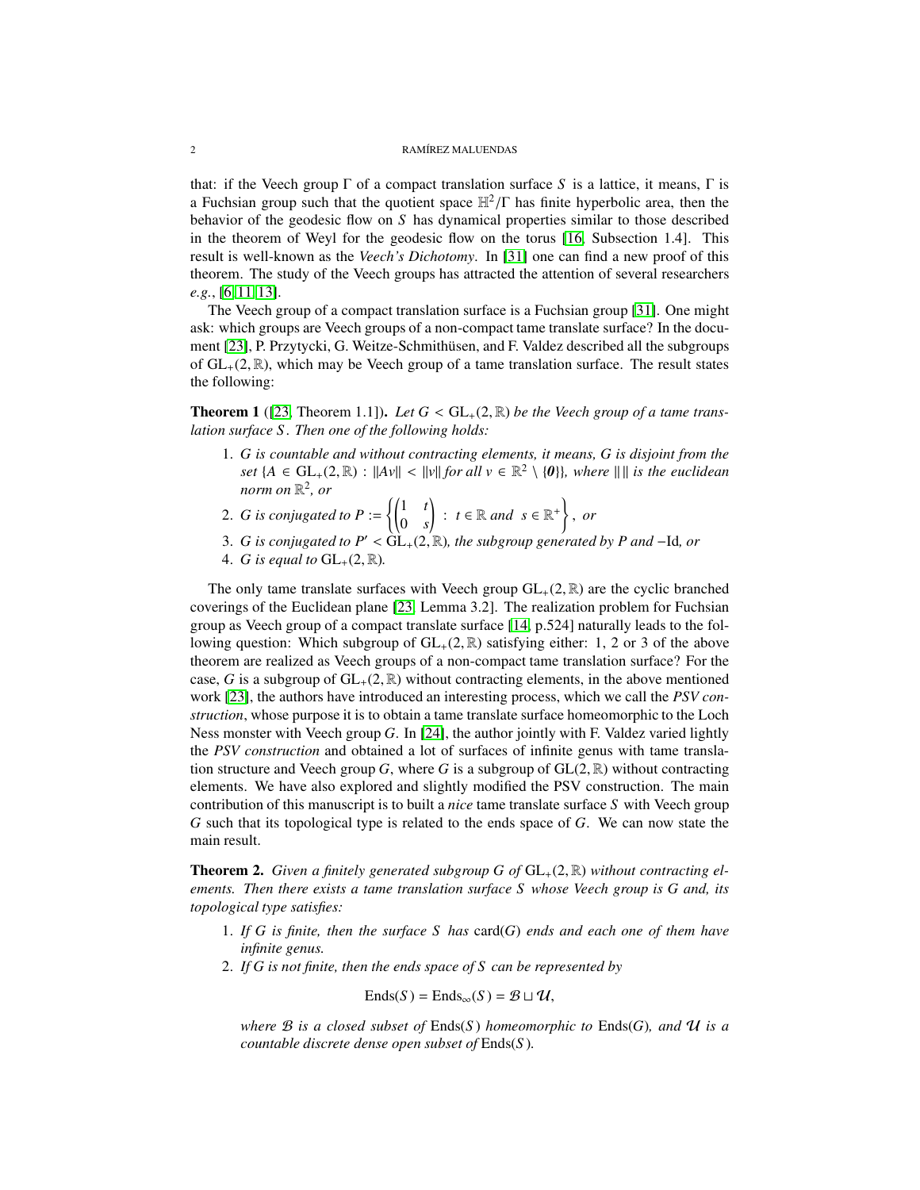that: if the Veech group $\Gamma$ of a compact translation surface $S$ is a lattice, it means, $\Gamma$ is a Fuchsian group such that the quotient space $\mathbb{H}^2/\Gamma$ has finite hyperbolic area, then the behavior of the geodesic flow on $S$ has dynamical properties similar to those described in the theorem of Weyl for the geodesic flow on the torus [16, Subsection 1.4]. This result is well-known as the *Veech's Dichotomy*. In [31] one can find a new proof of this theorem. The study of the Veech groups has attracted the attention of several researchers *e.g.*, [6, 11, 13].

The Veech group of a compact translation surface is a Fuchsian group [31]. One might ask: which groups are Veech groups of a non-compact tame translate surface? In the document [23], P. Przytycki, G. Weitze-Schmithüsen, and F. Valdez described all the subgroups of $\mathrm{GL}_+(2,\mathbb{R})$, which may be Veech group of a tame translation surface. The result states the following:

**Theorem 1** ([23, Theorem 1.1]). *Let $G < \mathrm{GL}_+(2,\mathbb{R})$ be the Veech group of a tame translation surface $S$. Then one of the following holds:*

1. *$G$ is countable and without contracting elements, it means, $G$ is disjoint from the set $\{A \in \mathrm{GL}_+(2,\mathbb{R}) : \|Av\| < \|v\| \text{ for all } v \in \mathbb{R}^2 \setminus \{0\}\}$, where $\| \|$ is the euclidean norm on $\mathbb{R}^2$, or*
2. *$G$ is conjugated to $P := \left\{ \begin{pmatrix} 1 & t \\ 0 & s \end{pmatrix} : t \in \mathbb{R} \text{ and } s \in \mathbb{R}^+ \right\}$, or*
3. *$G$ is conjugated to $P' < \mathrm{GL}_+(2,\mathbb{R})$, the subgroup generated by $P$ and $-\mathrm{Id}$, or*
4. *$G$ is equal to $\mathrm{GL}_+(2,\mathbb{R})$.*

The only tame translate surfaces with Veech group $\mathrm{GL}_+(2,\mathbb{R})$ are the cyclic branched coverings of the Euclidean plane [23, Lemma 3.2]. The realization problem for Fuchsian group as Veech group of a compact translate surface [14, p.524] naturally leads to the following question: Which subgroup of $\mathrm{GL}_+(2,\mathbb{R})$ satisfying either: 1, 2 or 3 of the above theorem are realized as Veech groups of a non-compact tame translation surface? For the case, $G$ is a subgroup of $\mathrm{GL}_+(2,\mathbb{R})$ without contracting elements, in the above mentioned work [23], the authors have introduced an interesting process, which we call the *PSV construction*, whose purpose it is to obtain a tame translate surface homeomorphic to the Loch Ness monster with Veech group $G$. In [24], the author jointly with F. Valdez varied lightly the *PSV construction* and obtained a lot of surfaces of infinite genus with tame translation structure and Veech group $G$, where $G$ is a subgroup of $\mathrm{GL}(2,\mathbb{R})$ without contracting elements. We have also explored and slightly modified the PSV construction. The main contribution of this manuscript is to built a *nice* tame translate surface $S$ with Veech group $G$ such that its topological type is related to the ends space of $G$. We can now state the main result.

**Theorem 2.** *Given a finitely generated subgroup $G$ of $\mathrm{GL}_+(2,\mathbb{R})$ without contracting elements. Then there exists a tame translation surface $S$ whose Veech group is $G$ and, its topological type satisfies:*

1. *If $G$ is finite, then the surface $S$ has $\mathrm{card}(G)$ ends and each one of them have infinite genus.*
2. *If $G$ is not finite, then the ends space of $S$ can be represented by*

$$\mathrm{Ends}(S) = \mathrm{Ends}_\infty(S) = \mathcal{B} \sqcup \mathcal{U},$$

*where $\mathcal{B}$ is a closed subset of $\mathrm{Ends}(S)$ homeomorphic to $\mathrm{Ends}(G)$, and $\mathcal{U}$ is a countable discrete dense open subset of $\mathrm{Ends}(S)$.*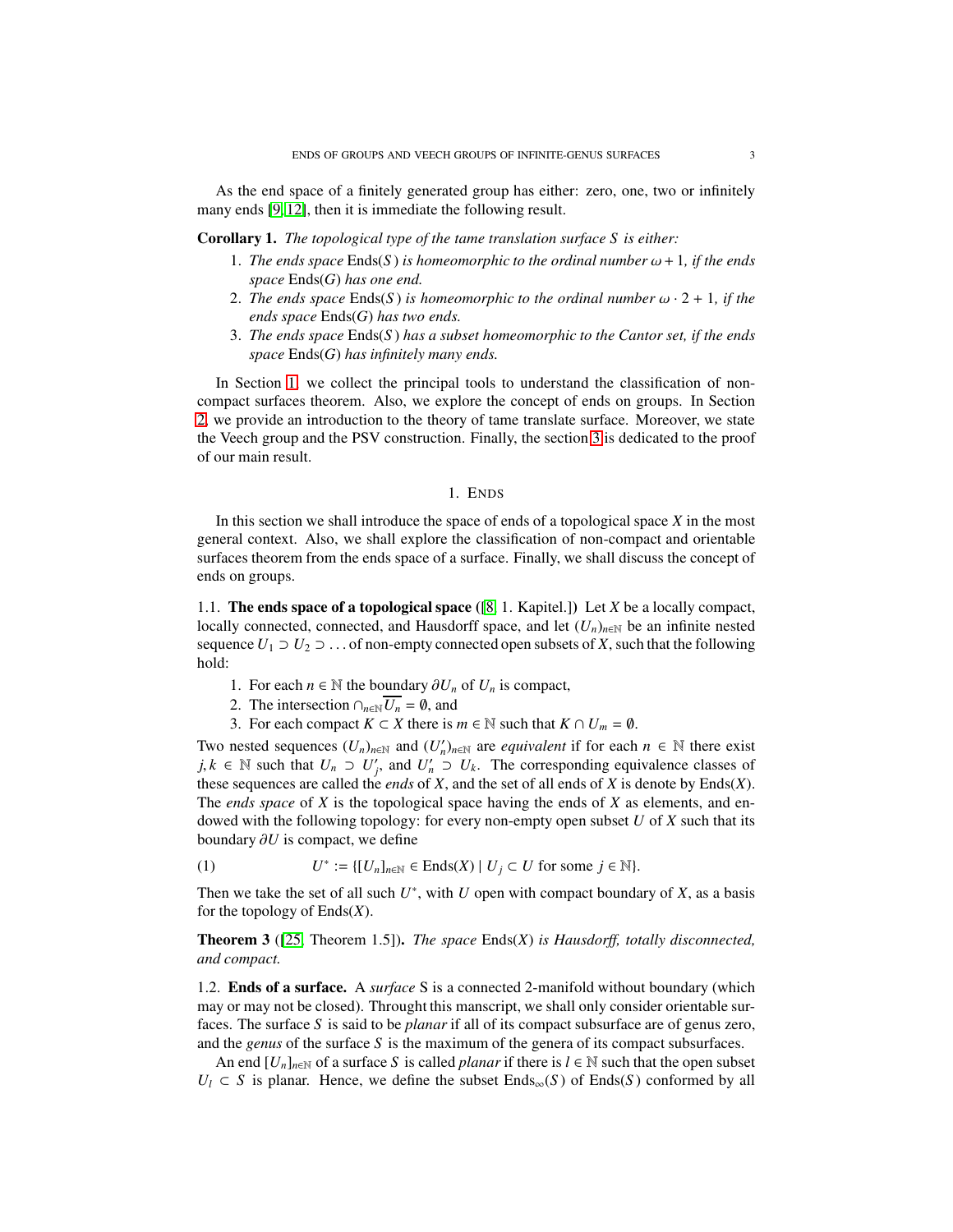As the end space of a finitely generated group has either: zero, one, two or infinitely many ends [9, 12], then it is immediate the following result.

**Corollary 1.** *The topological type of the tame translation surface $S$ is either:*

1. *The ends space $\mathrm{Ends}(S)$ is homeomorphic to the ordinal number $\omega + 1$, if the ends space $\mathrm{Ends}(G)$ has one end.*
2. *The ends space $\mathrm{Ends}(S)$ is homeomorphic to the ordinal number $\omega \cdot 2 + 1$, if the ends space $\mathrm{Ends}(G)$ has two ends.*
3. *The ends space $\mathrm{Ends}(S)$ has a subset homeomorphic to the Cantor set, if the ends space $\mathrm{Ends}(G)$ has infinitely many ends.*

In Section 1, we collect the principal tools to understand the classification of non-compact surfaces theorem. Also, we explore the concept of ends on groups. In Section 2, we provide an introduction to the theory of tame translate surface. Moreover, we state the Veech group and the PSV construction. Finally, the section 3 is dedicated to the proof of our main result.

## 1. Ends

In this section we shall introduce the space of ends of a topological space $X$ in the most general context. Also, we shall explore the classification of non-compact and orientable surfaces theorem from the ends space of a surface. Finally, we shall discuss the concept of ends on groups.

1.1. **The ends space of a topological space** ([8, 1. Kapitel.]) Let $X$ be a locally compact, locally connected, connected, and Hausdorff space, and let $(U_n)_{n\in\mathbb{N}}$ be an infinite nested sequence $U_1 \supset U_2 \supset \ldots$ of non-empty connected open subsets of $X$, such that the following hold:

1. For each $n \in \mathbb{N}$ the boundary $\partial U_n$ of $U_n$ is compact,
2. The intersection $\cap_{n\in\mathbb{N}} \overline{U_n} = \emptyset$, and
3. For each compact $K \subset X$ there is $m \in \mathbb{N}$ such that $K \cap U_m = \emptyset$.

Two nested sequences $(U_n)_{n\in\mathbb{N}}$ and $(U'_n)_{n\in\mathbb{N}}$ are *equivalent* if for each $n \in \mathbb{N}$ there exist $j, k \in \mathbb{N}$ such that $U_n \supset U'_j$, and $U'_n \supset U_k$. The corresponding equivalence classes of these sequences are called the *ends* of $X$, and the set of all ends of $X$ is denote by $\mathrm{Ends}(X)$. The *ends space* of $X$ is the topological space having the ends of $X$ as elements, and endowed with the following topology: for every non-empty open subset $U$ of $X$ such that its boundary $\partial U$ is compact, we define

$$U^* := \{[U_n]_{n\in\mathbb{N}} \in \mathrm{Ends}(X) \mid U_j \subset U \text{ for some } j \in \mathbb{N}\}. \tag{1}$$

Then we take the set of all such $U^*$, with $U$ open with compact boundary of $X$, as a basis for the topology of $\mathrm{Ends}(X)$.

**Theorem 3** ([25, Theorem 1.5])**.** *The space $\mathrm{Ends}(X)$ is Hausdorff, totally disconnected, and compact.*

1.2. **Ends of a surface.** A *surface* S is a connected 2-manifold without boundary (which may or may not be closed). Throught this manscript, we shall only consider orientable surfaces. The surface $S$ is said to be *planar* if all of its compact subsurface are of genus zero, and the *genus* of the surface $S$ is the maximum of the genera of its compact subsurfaces.

An end $[U_n]_{n\in\mathbb{N}}$ of a surface $S$ is called *planar* if there is $l \in \mathbb{N}$ such that the open subset $U_l \subset S$ is planar. Hence, we define the subset $\mathrm{Ends}_\infty(S)$ of $\mathrm{Ends}(S)$ conformed by all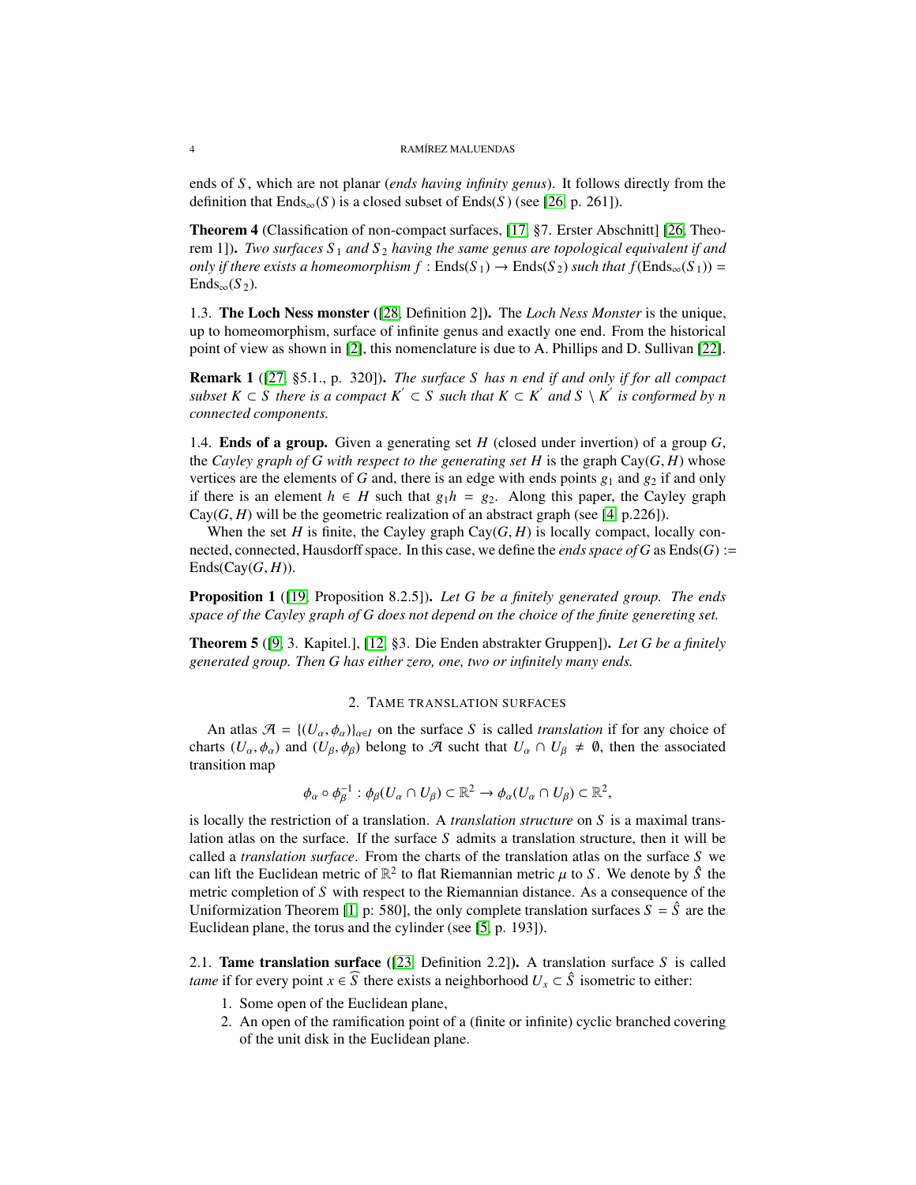ends of $S$, which are not planar (*ends having infinity genus*). It follows directly from the definition that $\mathrm{Ends}_\infty(S)$ is a closed subset of $\mathrm{Ends}(S)$ (see [26, p. 261]).

**Theorem 4** (Classification of non-compact surfaces, [17, §7. Erster Abschnitt] [26, Theorem 1]). *Two surfaces $S_1$ and $S_2$ having the same genus are topological equivalent if and only if there exists a homeomorphism $f : \mathrm{Ends}(S_1) \to \mathrm{Ends}(S_2)$ such that $f(\mathrm{Ends}_\infty(S_1)) = \mathrm{Ends}_\infty(S_2)$.*

1.3. **The Loch Ness monster** ([28, Definition 2]). The *Loch Ness Monster* is the unique, up to homeomorphism, surface of infinite genus and exactly one end. From the historical point of view as shown in [2], this nomenclature is due to A. Phillips and D. Sullivan [22].

**Remark 1** ([27, §5.1., p. 320]). *The surface $S$ has $n$ end if and only if for all compact subset $K \subset S$ there is a compact $K^{'} \subset S$ such that $K \subset K^{'}$ and $S \setminus K^{'}$ is conformed by $n$ connected components.*

1.4. **Ends of a group.** Given a generating set $H$ (closed under invertion) of a group $G$, the *Cayley graph of $G$ with respect to the generating set $H$* is the graph $\mathrm{Cay}(G, H)$ whose vertices are the elements of $G$ and, there is an edge with ends points $g_1$ and $g_2$ if and only if there is an element $h \in H$ such that $g_1 h = g_2$. Along this paper, the Cayley graph $\mathrm{Cay}(G, H)$ will be the geometric realization of an abstract graph (see [4, p.226]).

When the set $H$ is finite, the Cayley graph $\mathrm{Cay}(G, H)$ is locally compact, locally connected, connected, Hausdorff space. In this case, we define the *ends space of $G$* as $\mathrm{Ends}(G) := \mathrm{Ends}(\mathrm{Cay}(G, H))$.

**Proposition 1** ([19, Proposition 8.2.5]). *Let $G$ be a finitely generated group. The ends space of the Cayley graph of $G$ does not depend on the choice of the finite genereting set.*

**Theorem 5** ([9, 3. Kapitel.], [12, §3. Die Enden abstrakter Gruppen]). *Let $G$ be a finitely generated group. Then $G$ has either zero, one, two or infinitely many ends.*

## 2. Tame translation surfaces

An atlas $\mathcal{A} = \{(U_\alpha, \phi_\alpha)\}_{\alpha \in I}$ on the surface $S$ is called *translation* if for any choice of charts $(U_\alpha, \phi_\alpha)$ and $(U_\beta, \phi_\beta)$ belong to $\mathcal{A}$ sucht that $U_\alpha \cap U_\beta \neq \emptyset$, then the associated transition map

$$\phi_\alpha \circ \phi_\beta^{-1} : \phi_\beta(U_\alpha \cap U_\beta) \subset \mathbb{R}^2 \to \phi_\alpha(U_\alpha \cap U_\beta) \subset \mathbb{R}^2,$$

is locally the restriction of a translation. A *translation structure* on $S$ is a maximal translation atlas on the surface. If the surface $S$ admits a translation structure, then it will be called a *translation surface*. From the charts of the translation atlas on the surface $S$ we can lift the Euclidean metric of $\mathbb{R}^2$ to flat Riemannian metric $\mu$ to $S$. We denote by $\hat{S}$ the metric completion of $S$ with respect to the Riemannian distance. As a consequence of the Uniformization Theorem [1, p: 580], the only complete translation surfaces $S = \hat{S}$ are the Euclidean plane, the torus and the cylinder (see [5, p. 193]).

2.1. **Tame translation surface** ([23, Definition 2.2]). A translation surface $S$ is called *tame* if for every point $x \in \widehat{S}$ there exists a neighborhood $U_x \subset \hat{S}$ isometric to either:

1. Some open of the Euclidean plane,
2. An open of the ramification point of a (finite or infinite) cyclic branched covering of the unit disk in the Euclidean plane.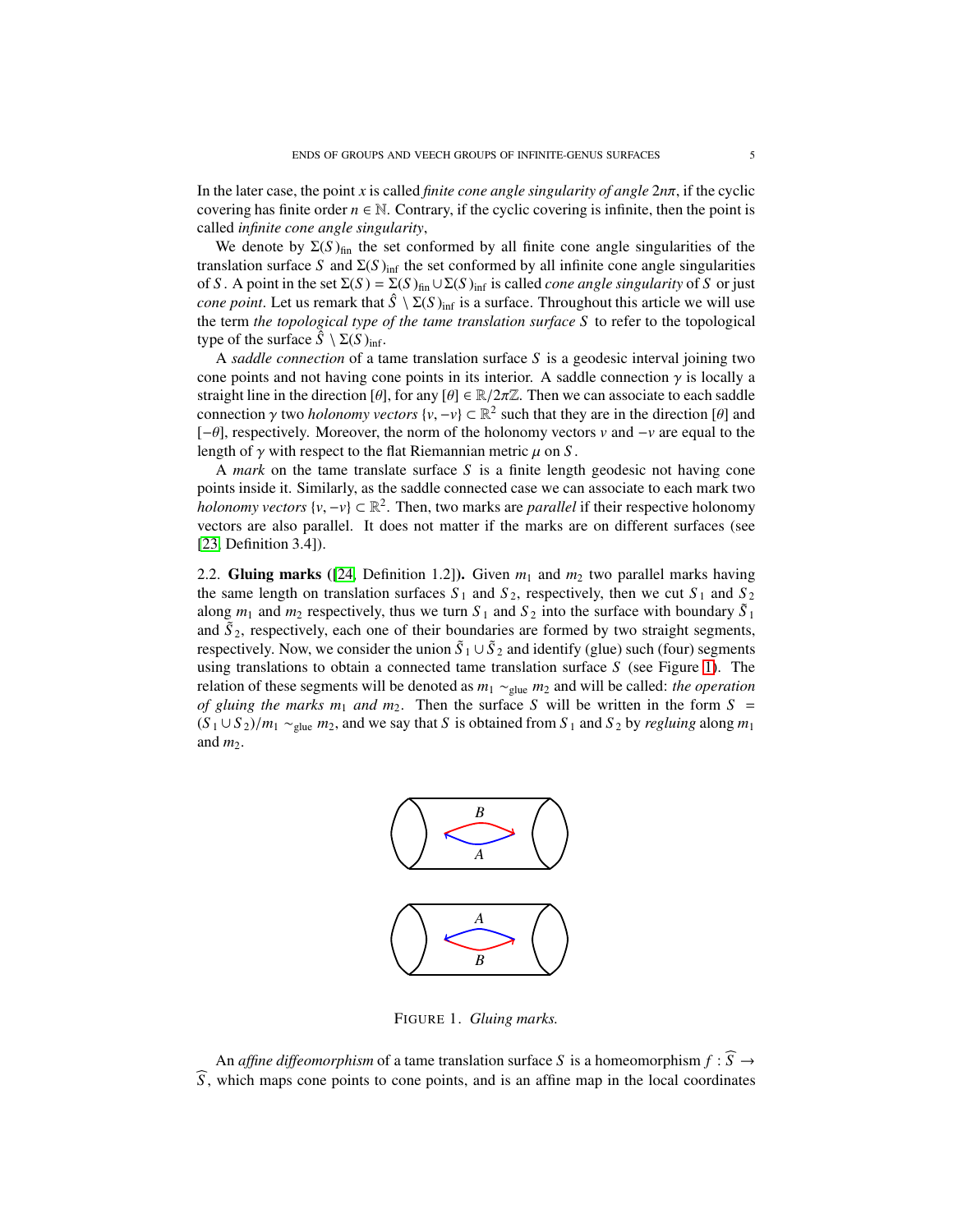In the later case, the point $x$ is called *finite cone angle singularity of angle* $2n\pi$, if the cyclic covering has finite order $n \in \mathbb{N}$. Contrary, if the cyclic covering is infinite, then the point is called *infinite cone angle singularity*,

We denote by $\Sigma(S)_{\text{fin}}$ the set conformed by all finite cone angle singularities of the translation surface $S$ and $\Sigma(S)_{\text{inf}}$ the set conformed by all infinite cone angle singularities of $S$. A point in the set $\Sigma(S) = \Sigma(S)_{\text{fin}} \cup \Sigma(S)_{\text{inf}}$ is called *cone angle singularity* of $S$ or just *cone point*. Let us remark that $\hat{S} \setminus \Sigma(S)_{\text{inf}}$ is a surface. Throughout this article we will use the term *the topological type of the tame translation surface* $S$ to refer to the topological type of the surface $\hat{S} \setminus \Sigma(S)_{\text{inf}}$.

A *saddle connection* of a tame translation surface $S$ is a geodesic interval joining two cone points and not having cone points in its interior. A saddle connection $\gamma$ is locally a straight line in the direction $[\theta]$, for any $[\theta] \in \mathbb{R}/2\pi\mathbb{Z}$. Then we can associate to each saddle connection $\gamma$ two *holonomy vectors* $\{v, -v\} \subset \mathbb{R}^2$ such that they are in the direction $[\theta]$ and $[-\theta]$, respectively. Moreover, the norm of the holonomy vectors $v$ and $-v$ are equal to the length of $\gamma$ with respect to the flat Riemannian metric $\mu$ on $S$.

A *mark* on the tame translate surface $S$ is a finite length geodesic not having cone points inside it. Similarly, as the saddle connected case we can associate to each mark two *holonomy vectors* $\{v, -v\} \subset \mathbb{R}^2$. Then, two marks are *parallel* if their respective holonomy vectors are also parallel. It does not matter if the marks are on different surfaces (see [23, Definition 3.4]).

2.2. **Gluing marks** ([24, Definition 1.2])**.** Given $m_1$ and $m_2$ two parallel marks having the same length on translation surfaces $S_1$ and $S_2$, respectively, then we cut $S_1$ and $S_2$ along $m_1$ and $m_2$ respectively, thus we turn $S_1$ and $S_2$ into the surface with boundary $\tilde{S}_1$ and $\tilde{S}_2$, respectively, each one of their boundaries are formed by two straight segments, respectively. Now, we consider the union $\tilde{S}_1 \cup \tilde{S}_2$ and identify (glue) such (four) segments using translations to obtain a connected tame translation surface $S$ (see Figure 1). The relation of these segments will be denoted as $m_1 \sim_{\text{glue}} m_2$ and will be called: *the operation of gluing the marks* $m_1$ *and* $m_2$. Then the surface $S$ will be written in the form $S = (S_1 \cup S_2)/m_1 \sim_{\text{glue}} m_2$, and we say that $S$ is obtained from $S_1$ and $S_2$ by *regluing* along $m_1$ and $m_2$.

FIGURE 1. *Gluing marks.*

An *affine diffeomorphism* of a tame translation surface $S$ is a homeomorphism $f : \widehat{S} \to \widehat{S}$, which maps cone points to cone points, and is an affine map in the local coordinates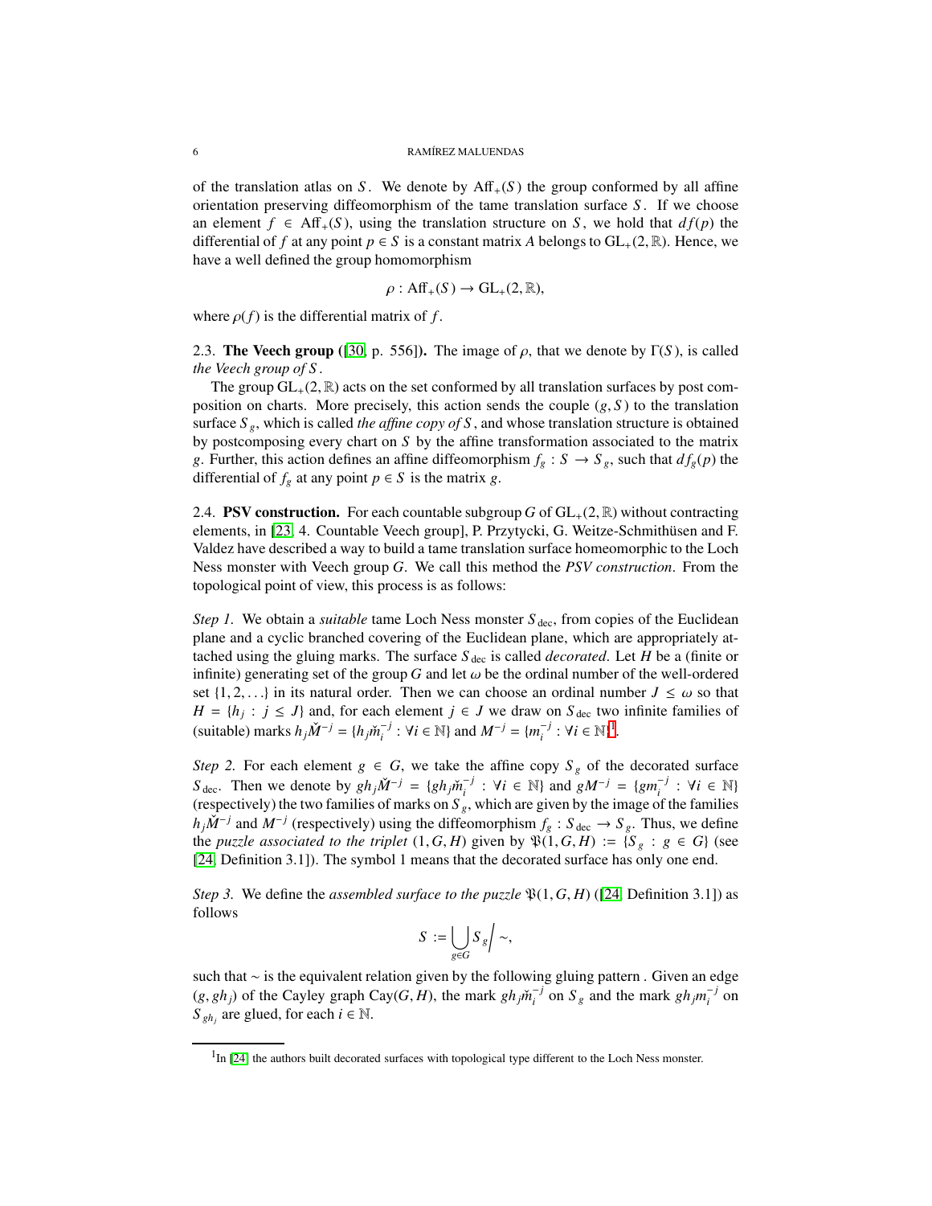of the translation atlas on $S$. We denote by $\mathrm{Aff}_+(S)$ the group conformed by all affine orientation preserving diffeomorphism of the tame translation surface $S$. If we choose an element $f \in \mathrm{Aff}_+(S)$, using the translation structure on $S$, we hold that $df(p)$ the differential of $f$ at any point $p \in S$ is a constant matrix $A$ belongs to $\mathrm{GL}_+(2, \mathbb{R})$. Hence, we have a well defined the group homomorphism

$$\rho : \mathrm{Aff}_+(S) \to \mathrm{GL}_+(2, \mathbb{R}),$$

where $\rho(f)$ is the differential matrix of $f$.

2.3. **The Veech group** ([30, p. 556]). The image of $\rho$, that we denote by $\Gamma(S)$, is called *the Veech group of $S$*.

The group $\mathrm{GL}_+(2, \mathbb{R})$ acts on the set conformed by all translation surfaces by post composition on charts. More precisely, this action sends the couple $(g, S)$ to the translation surface $S_g$, which is called *the affine copy of $S$*, and whose translation structure is obtained by postcomposing every chart on $S$ by the affine transformation associated to the matrix $g$. Further, this action defines an affine diffeomorphism $f_g : S \to S_g$, such that $df_g(p)$ the differential of $f_g$ at any point $p \in S$ is the matrix $g$.

2.4. **PSV construction.** For each countable subgroup $G$ of $\mathrm{GL}_+(2, \mathbb{R})$ without contracting elements, in [23, 4. Countable Veech group], P. Przytycki, G. Weitze-Schmithüsen and F. Valdez have described a way to build a tame translation surface homeomorphic to the Loch Ness monster with Veech group $G$. We call this method the *PSV construction*. From the topological point of view, this process is as follows:

*Step 1.* We obtain a *suitable* tame Loch Ness monster $S_{\mathrm{dec}}$, from copies of the Euclidean plane and a cyclic branched covering of the Euclidean plane, which are appropriately attached using the gluing marks. The surface $S_{\mathrm{dec}}$ is called *decorated*. Let $H$ be a (finite or infinite) generating set of the group $G$ and let $\omega$ be the ordinal number of the well-ordered set $\{1, 2, \ldots\}$ in its natural order. Then we can choose an ordinal number $J \leq \omega$ so that $H = \{h_j : j \leq J\}$ and, for each element $j \in J$ we draw on $S_{\mathrm{dec}}$ two infinite families of (suitable) marks $h_j \check{M}^{-j} = \{h_j \check{m}_i^{-j} : \forall i \in \mathbb{N}\}$ and $M^{-j} = \{m_i^{-j} : \forall i \in \mathbb{N}\}$[1].

*Step 2.* For each element $g \in G$, we take the affine copy $S_g$ of the decorated surface $S_{\mathrm{dec}}$. Then we denote by $gh_j \check{M}^{-j} = \{gh_j \check{m}_i^{-j} : \forall i \in \mathbb{N}\}$ and $gM^{-j} = \{gm_i^{-j} : \forall i \in \mathbb{N}\}$ (respectively) the two families of marks on $S_g$, which are given by the image of the families $h_j \check{M}^{-j}$ and $M^{-j}$ (respectively) using the diffeomorphism $f_g : S_{\mathrm{dec}} \to S_g$. Thus, we define the *puzzle associated to the triplet* $(1, G, H)$ given by $\mathfrak{P}(1, G, H) := \{S_g : g \in G\}$ (see [24, Definition 3.1]). The symbol 1 means that the decorated surface has only one end.

*Step 3.* We define the *assembled surface to the puzzle* $\mathfrak{P}(1, G, H)$ ([24, Definition 3.1]) as follows

$$S := \bigcup_{g \in G} S_g \Big/ \sim,$$

such that $\sim$ is the equivalent relation given by the following gluing pattern . Given an edge $(g, gh_j)$ of the Cayley graph $\mathrm{Cay}(G, H)$, the mark $gh_j \check{m}_i^{-j}$ on $S_g$ and the mark $gh_j m_i^{-j}$ on $S_{gh_j}$ are glued, for each $i \in \mathbb{N}$.

[1] In [24] the authors built decorated surfaces with topological type different to the Loch Ness monster.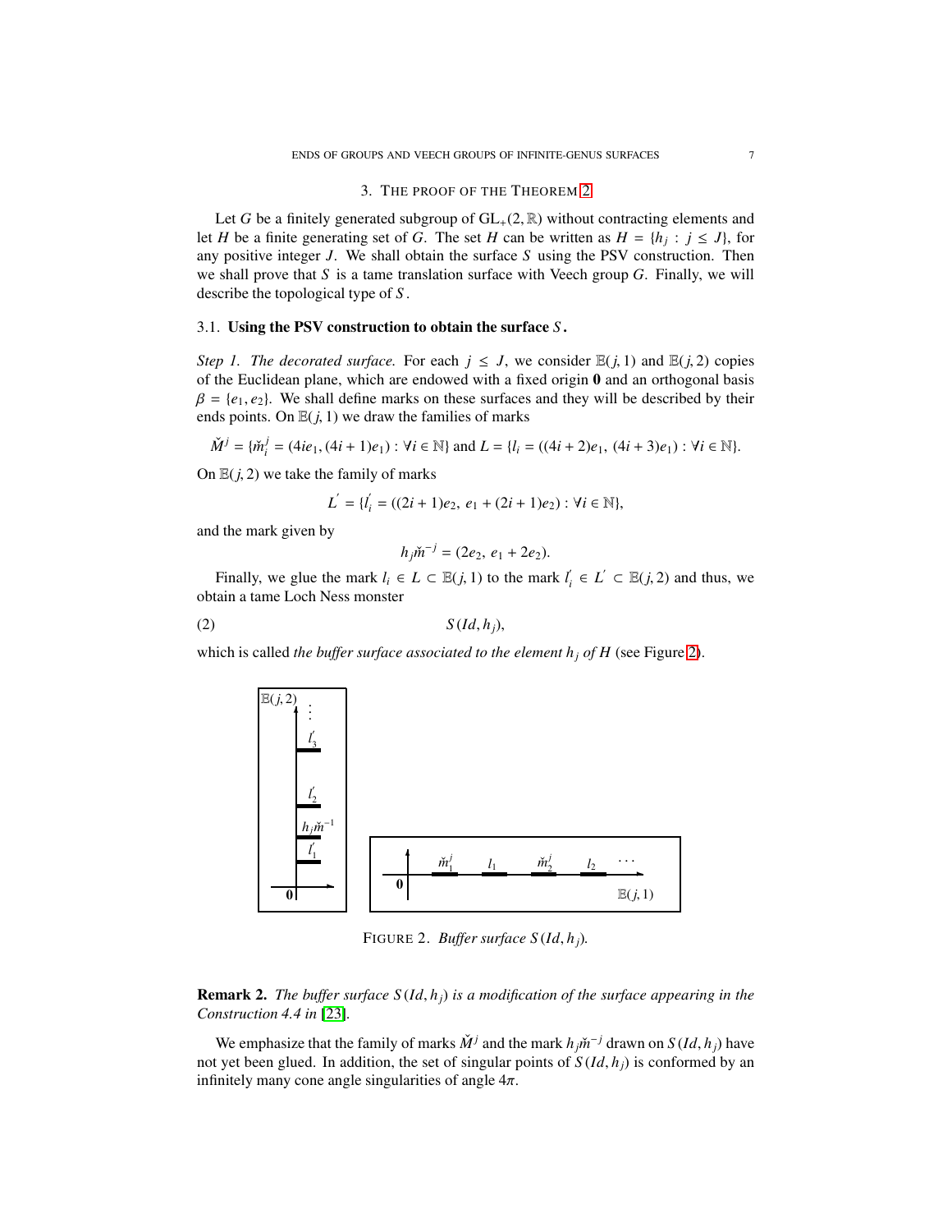## 3. The proof of the Theorem 2

Let $G$ be a finitely generated subgroup of $\mathrm{GL}_+(2,\mathbb{R})$ without contracting elements and let $H$ be a finite generating set of $G$. The set $H$ can be written as $H = \{h_j : j \leq J\}$, for any positive integer $J$. We shall obtain the surface $S$ using the PSV construction. Then we shall prove that $S$ is a tame translation surface with Veech group $G$. Finally, we will describe the topological type of $S$.

### 3.1. Using the PSV construction to obtain the surface $S$.

*Step 1. The decorated surface.* For each $j \leq J$, we consider $\mathbb{E}(j,1)$ and $\mathbb{E}(j,2)$ copies of the Euclidean plane, which are endowed with a fixed origin $\mathbf{0}$ and an orthogonal basis $\beta = \{e_1, e_2\}$. We shall define marks on these surfaces and they will be described by their ends points. On $\mathbb{E}(j,1)$ we draw the families of marks

$$\check{M}^j = \{\check{m}_i^j = (4ie_1, (4i+1)e_1) : \forall i \in \mathbb{N}\} \text{ and } L = \{l_i = ((4i+2)e_1,\ (4i+3)e_1) : \forall i \in \mathbb{N}\}.$$

On $\mathbb{E}(j,2)$ we take the family of marks

$$L' = \{l_i' = ((2i+1)e_2,\ e_1 + (2i+1)e_2) : \forall i \in \mathbb{N}\},$$

and the mark given by

$$h_j \check{m}^{-j} = (2e_2,\ e_1 + 2e_2).$$

Finally, we glue the mark $l_i \in L \subset \mathbb{E}(j,1)$ to the mark $l_i' \in L' \subset \mathbb{E}(j,2)$ and thus, we obtain a tame Loch Ness monster

$$S(Id, h_j), \tag{2}$$

which is called *the buffer surface associated to the element $h_j$ of $H$* (see Figure 2).

FIGURE 2. *Buffer surface $S(Id, h_j)$.*

**Remark 2.** *The buffer surface $S(Id, h_j)$ is a modification of the surface appearing in the Construction 4.4 in [23].*

We emphasize that the family of marks $\check{M}^j$ and the mark $h_j\check{m}^{-j}$ drawn on $S(Id, h_j)$ have not yet been glued. In addition, the set of singular points of $S(Id, h_j)$ is conformed by an infinitely many cone angle singularities of angle $4\pi$.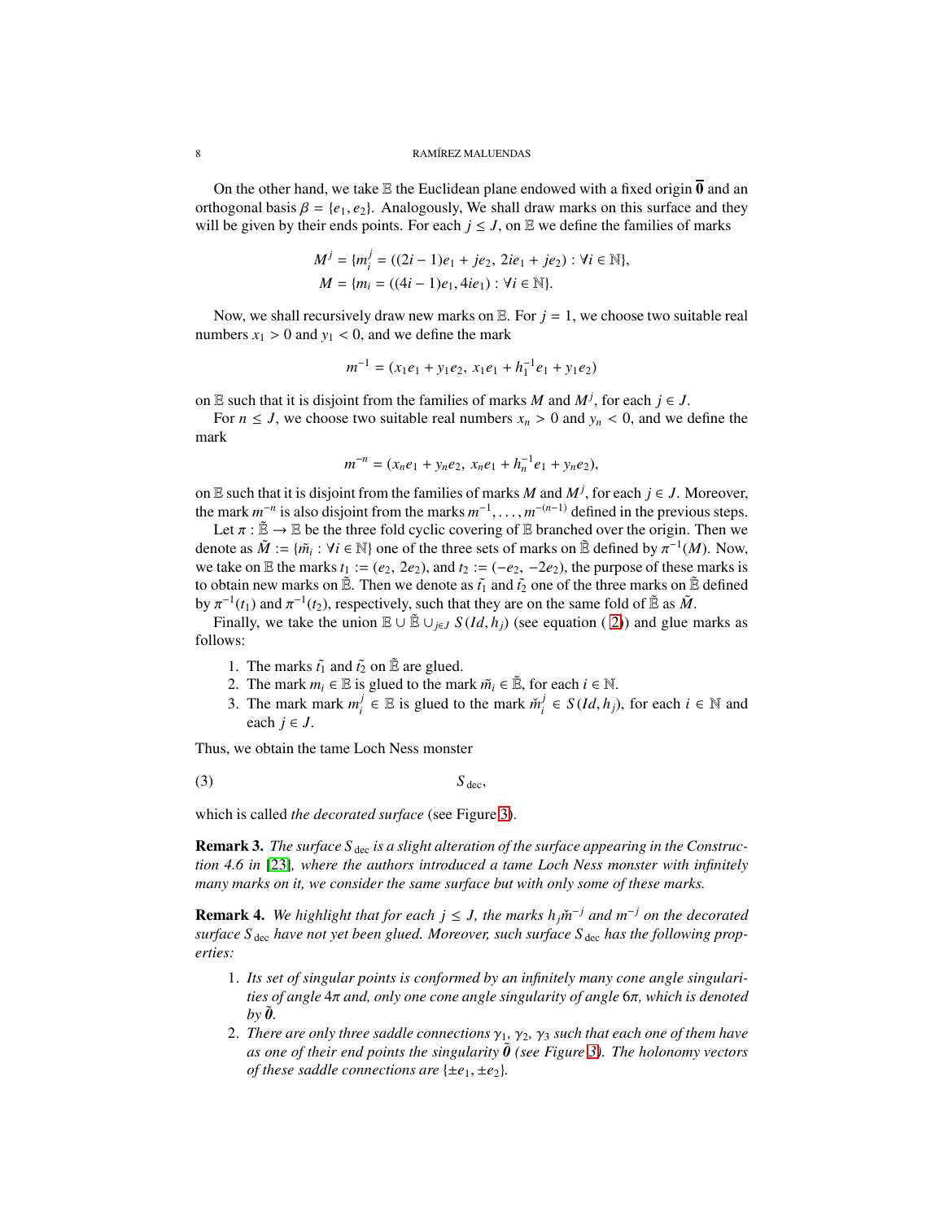On the other hand, we take $\mathbb{E}$ the Euclidean plane endowed with a fixed origin $\overline{\mathbf{0}}$ and an orthogonal basis $\beta = \{e_1, e_2\}$. Analogously, We shall draw marks on this surface and they will be given by their ends points. For each $j \leq J$, on $\mathbb{E}$ we define the families of marks

$$
\begin{aligned}
M^j &= \{m_i^j = ((2i-1)e_1 + je_2,\ 2ie_1 + je_2) : \forall i \in \mathbb{N}\},\\
M &= \{m_i = ((4i-1)e_1, 4ie_1) : \forall i \in \mathbb{N}\}.
\end{aligned}
$$

Now, we shall recursively draw new marks on $\mathbb{E}$. For $j = 1$, we choose two suitable real numbers $x_1 > 0$ and $y_1 < 0$, and we define the mark

$$
m^{-1} = (x_1 e_1 + y_1 e_2,\ x_1 e_1 + h_1^{-1} e_1 + y_1 e_2)
$$

on $\mathbb{E}$ such that it is disjoint from the families of marks $M$ and $M^j$, for each $j \in J$.

For $n \leq J$, we choose two suitable real numbers $x_n > 0$ and $y_n < 0$, and we define the mark

$$
m^{-n} = (x_n e_1 + y_n e_2,\ x_n e_1 + h_n^{-1} e_1 + y_n e_2),
$$

on $\mathbb{E}$ such that it is disjoint from the families of marks $M$ and $M^j$, for each $j \in J$. Moreover, the mark $m^{-n}$ is also disjoint from the marks $m^{-1}, \ldots, m^{-(n-1)}$ defined in the previous steps.

Let $\pi : \tilde{\mathbb{E}} \to \mathbb{E}$ be the three fold cyclic covering of $\mathbb{E}$ branched over the origin. Then we denote as $\tilde{M} := \{\tilde{m}_i : \forall i \in \mathbb{N}\}$ one of the three sets of marks on $\tilde{\mathbb{E}}$ defined by $\pi^{-1}(M)$. Now, we take on $\mathbb{E}$ the marks $t_1 := (e_2, 2e_2)$, and $t_2 := (-e_2, -2e_2)$, the purpose of these marks is to obtain new marks on $\tilde{\mathbb{E}}$. Then we denote as $\tilde{t_1}$ and $\tilde{t_2}$ one of the three marks on $\tilde{\mathbb{E}}$ defined by $\pi^{-1}(t_1)$ and $\pi^{-1}(t_2)$, respectively, such that they are on the same fold of $\tilde{\mathbb{E}}$ as $\tilde{M}$.

Finally, we take the union $\mathbb{E} \cup \tilde{\mathbb{E}} \cup_{j \in J} S(Id, h_j)$ (see equation (2)) and glue marks as follows:

1. The marks $\tilde{t_1}$ and $\tilde{t_2}$ on $\tilde{\mathbb{E}}$ are glued.
2. The mark $m_i \in \mathbb{E}$ is glued to the mark $\tilde{m}_i \in \tilde{\mathbb{E}}$, for each $i \in \mathbb{N}$.
3. The mark mark $m_i^j \in \mathbb{E}$ is glued to the mark $\check{m}_i^j \in S(Id, h_j)$, for each $i \in \mathbb{N}$ and each $j \in J$.

Thus, we obtain the tame Loch Ness monster

$$
S_{\text{dec}}, \tag{3}
$$

which is called *the decorated surface* (see Figure 3).

**Remark 3.** *The surface $S_{\text{dec}}$ is a slight alteration of the surface appearing in the Construction 4.6 in [23], where the authors introduced a tame Loch Ness monster with infinitely many marks on it, we consider the same surface but with only some of these marks.*

**Remark 4.** *We highlight that for each $j \leq J$, the marks $h_j \check{m}^{-j}$ and $m^{-j}$ on the decorated surface $S_{\text{dec}}$ have not yet been glued. Moreover, such surface $S_{\text{dec}}$ has the following properties:*

1. *Its set of singular points is conformed by an infinitely many cone angle singularities of angle $4\pi$ and, only one cone angle singularity of angle $6\pi$, which is denoted by $\tilde{\mathbf{0}}$.*
2. *There are only three saddle connections $\gamma_1$, $\gamma_2$, $\gamma_3$ such that each one of them have as one of their end points the singularity $\tilde{\mathbf{0}}$ (see Figure 3). The holonomy vectors of these saddle connections are $\{\pm e_1, \pm e_2\}$.*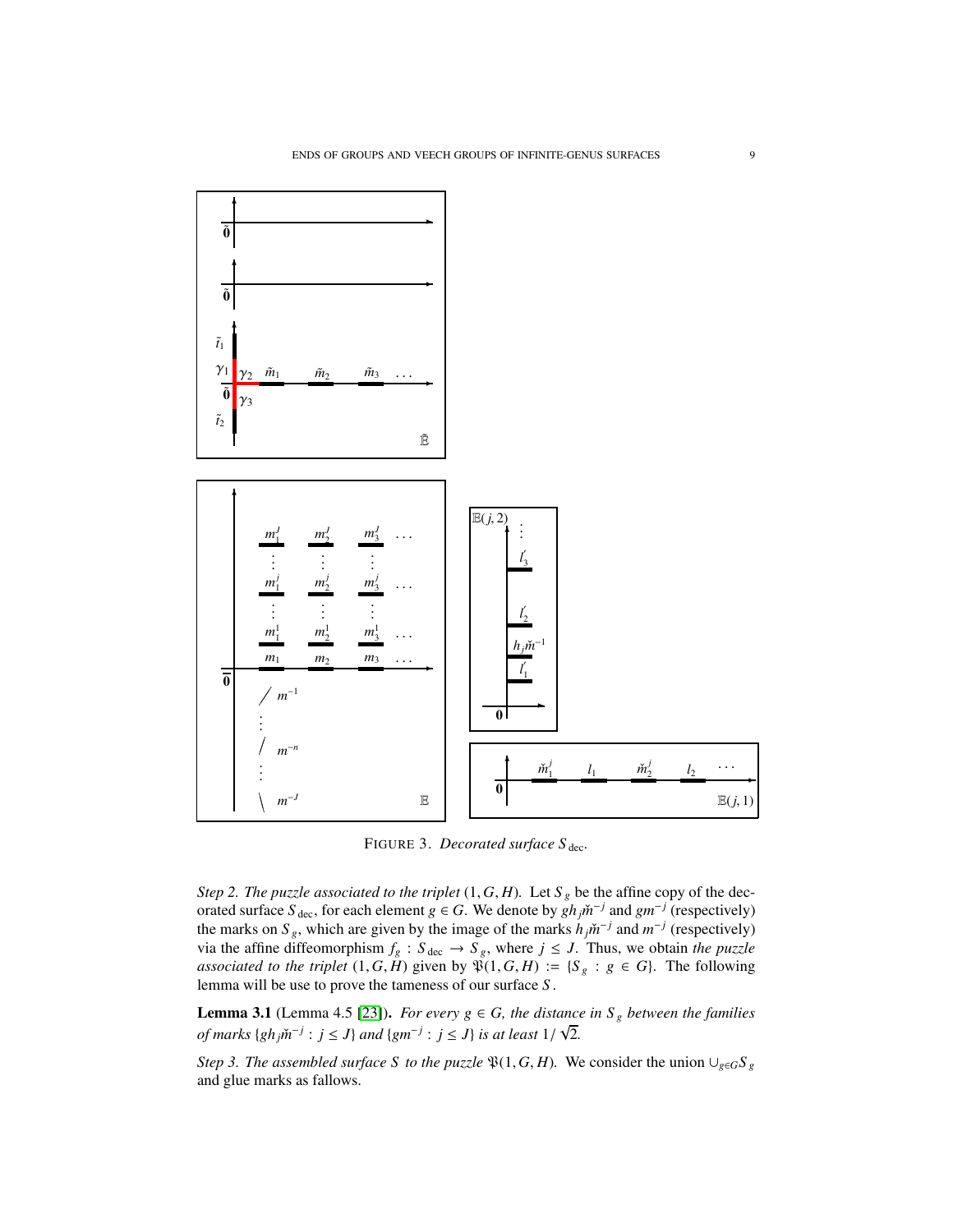FIGURE 3. *Decorated surface $S_{\text{dec}}$.*

*Step 2. The puzzle associated to the triplet $(1, G, H)$.* Let $S_g$ be the affine copy of the decorated surface $S_{\text{dec}}$, for each element $g \in G$. We denote by $gh_j\check{m}^{-j}$ and $gm^{-j}$ (respectively) the marks on $S_g$, which are given by the image of the marks $h_j\check{m}^{-j}$ and $m^{-j}$ (respectively) via the affine diffeomorphism $f_g : S_{\text{dec}} \to S_g$, where $j \leq J$. Thus, we obtain *the puzzle associated to the triplet* $(1, G, H)$ given by $\mathfrak{P}(1, G, H) := \{S_g : g \in G\}$. The following lemma will be use to prove the tameness of our surface $S$.

**Lemma 3.1** (Lemma 4.5 [23]). *For every $g \in G$, the distance in $S_g$ between the families of marks $\{gh_j\check{m}^{-j} : j \leq J\}$ and $\{gm^{-j} : j \leq J\}$ is at least $1/\sqrt{2}$.*

*Step 3. The assembled surface $S$ to the puzzle $\mathfrak{P}(1, G, H)$.* We consider the union $\cup_{g\in G} S_g$ and glue marks as fallows.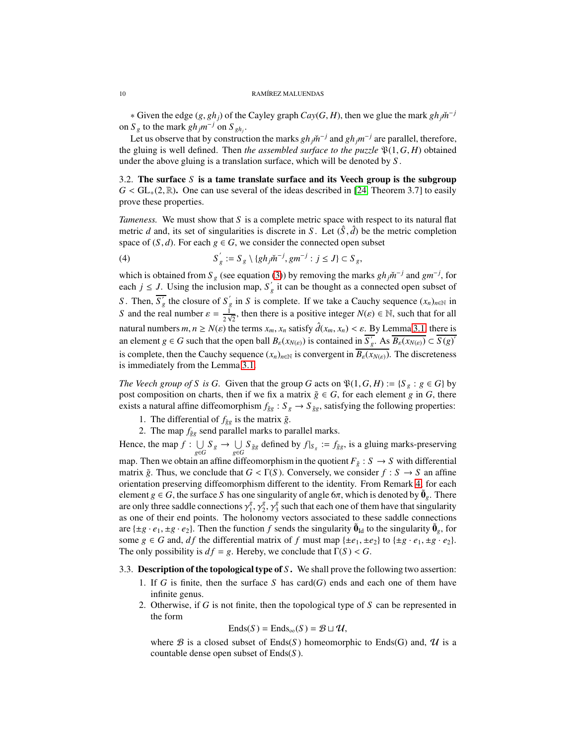* Given the edge $(g, gh_j)$ of the Cayley graph $Cay(G, H)$, then we glue the mark $gh_j\check{m}^{-j}$ on $S_g$ to the mark $gh_jm^{-j}$ on $S_{gh_j}$.

Let us observe that by construction the marks $gh_j\check{m}^{-j}$ and $gh_jm^{-j}$ are parallel, therefore, the gluing is well defined. Then *the assembled surface to the puzzle* $\mathfrak{P}(1, G, H)$ obtained under the above gluing is a translation surface, which will be denoted by $S$.

### 3.2. The surface $S$ is a tame translate surface and its Veech group is the subgroup $G < \mathrm{GL}_+(2, \mathbb{R})$.

One can use several of the ideas described in [24, Theorem 3.7] to easily prove these properties.

*Tameness.* We must show that $S$ is a complete metric space with respect to its natural flat metric $d$ and, its set of singularities is discrete in $S$. Let $(\hat{S}, \hat{d})$ be the metric completion space of $(S, d)$. For each $g \in G$, we consider the connected open subset

$$S_g^{'} := S_g \setminus \{gh_j\check{m}^{-j}, gm^{-j} : j \leq J\} \subset S_g, \tag{4}$$

which is obtained from $S_g$ (see equation (3)) by removing the marks $gh_j\check{m}^{-j}$ and $gm^{-j}$, for each $j \leq J$. Using the inclusion map, $S_g^{'}$ it can be thought as a connected open subset of $S$. Then, $\overline{S_g^{'}}$ the closure of $S_g^{'}$ in $S$ is complete. If we take a Cauchy sequence $(x_n)_{n\in\mathbb{N}}$ in $S$ and the real number $\varepsilon = \frac{1}{2\sqrt{2}}$, then there is a positive integer $N(\varepsilon) \in \mathbb{N}$, such that for all natural numbers $m, n \geq N(\varepsilon)$ the terms $x_m, x_n$ satisfy $\hat{d}(x_m, x_n) < \varepsilon$. By Lemma 3.1 there is an element $g \in G$ such that the open ball $B_\varepsilon(x_{N(\varepsilon)})$ is contained in $\overline{S_g^{'}}$. As $\overline{B_\varepsilon(x_{N(\varepsilon)})} \subset \overline{S(g)'}$ is complete, then the Cauchy sequence $(x_n)_{n\in\mathbb{N}}$ is convergent in $\overline{B_\varepsilon(x_{N(\varepsilon)})}$. The discreteness is immediately from the Lemma 3.1.

*The Veech group of $S$ is $G$.* Given that the group $G$ acts on $\mathfrak{P}(1, G, H) := \{S_g : g \in G\}$ by post composition on charts, then if we fix a matrix $\tilde{g} \in G$, for each element $g$ in $G$, there exists a natural affine diffeomorphism $f_{\tilde{g}g} : S_g \to S_{\tilde{g}g}$, satisfying the following properties:

1. The differential of $f_{\tilde{g}g}$ is the matrix $\tilde{g}$.
2. The map $f_{\tilde{g}g}$ send parallel marks to parallel marks.

Hence, the map $f : \bigcup_{g\in G} S_g \to \bigcup_{g\in G} S_{\tilde{g}g}$ defined by $f|_{S_g} := f_{\tilde{g}g}$, is a gluing marks-preserving map. Then we obtain an affine diffeomorphism in the quotient $F_{\tilde{g}} : S \to S$ with differential matrix $\tilde{g}$. Thus, we conclude that $G < \Gamma(S)$. Conversely, we consider $f : S \to S$ an affine orientation preserving diffeomorphism different to the identity. From Remark 4, for each element $g \in G$, the surface $S$ has one singularity of angle $6\pi$, which is denoted by $\tilde{\mathbf{0}}_g$. There are only three saddle connections $\gamma_1^g, \gamma_2^g, \gamma_3^g$ such that each one of them have that singularity as one of their end points. The holonomy vectors associated to these saddle connections are $\{\pm g \cdot e_1, \pm g \cdot e_2\}$. Then the function $f$ sends the singularity $\tilde{\mathbf{0}}_{\mathrm{Id}}$ to the singularity $\tilde{\mathbf{0}}_g$, for some $g \in G$ and, $df$ the differential matrix of $f$ must map $\{\pm e_1, \pm e_2\}$ to $\{\pm g \cdot e_1, \pm g \cdot e_2\}$. The only possibility is $df = g$. Hereby, we conclude that $\Gamma(S) < G$.

### 3.3. Description of the topological type of $S$.

We shall prove the following two assertion:

1. If $G$ is finite, then the surface $S$ has $\mathrm{card}(G)$ ends and each one of them have infinite genus.
2. Otherwise, if $G$ is not finite, then the topological type of $S$ can be represented in the form

$$\mathrm{Ends}(S) = \mathrm{Ends}_\infty(S) = \mathcal{B} \sqcup \mathcal{U},$$

where $\mathcal{B}$ is a closed subset of $\mathrm{Ends}(S)$ homeomorphic to Ends(G) and, $\mathcal{U}$ is a countable dense open subset of $\mathrm{Ends}(S)$.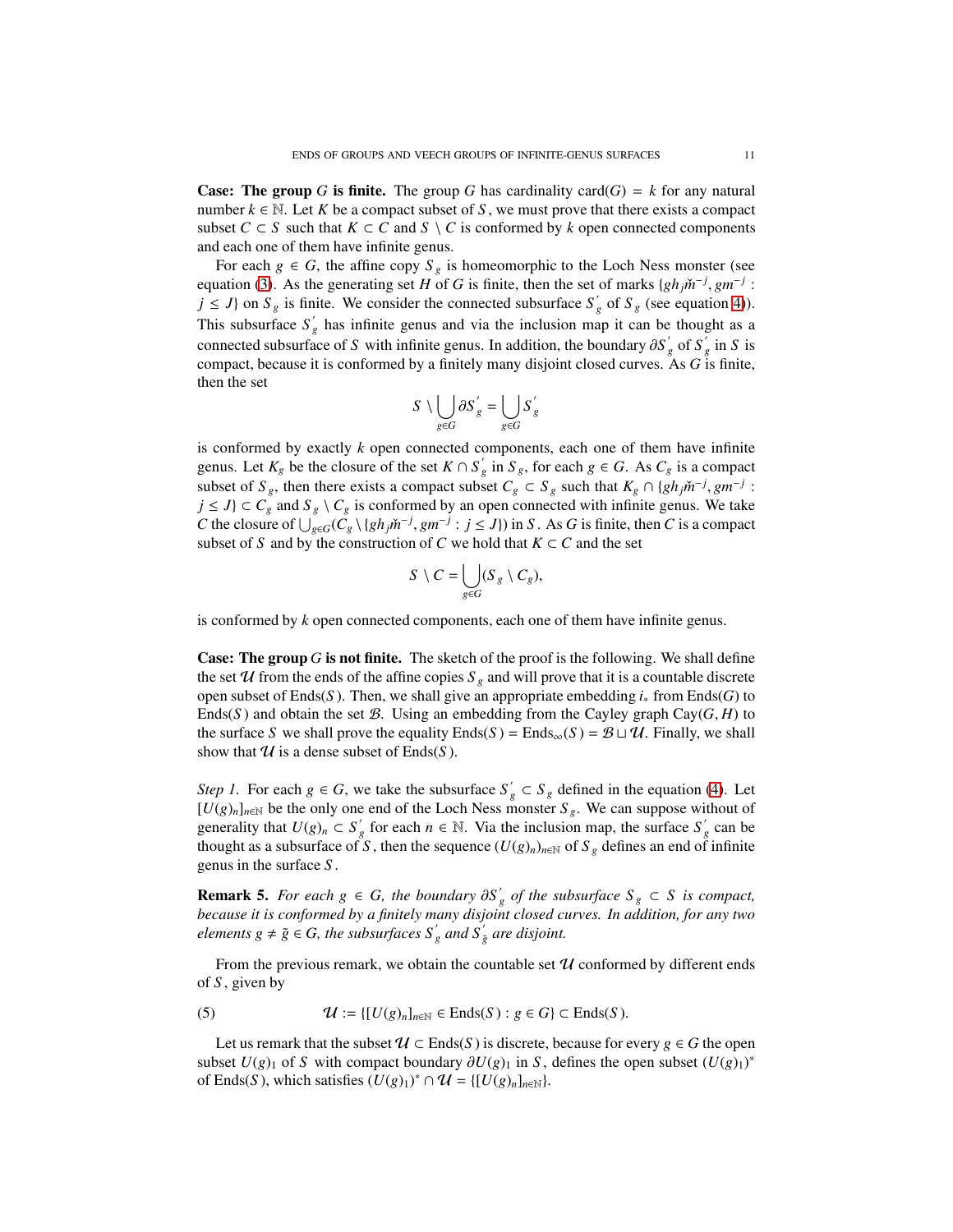**Case: The group $G$ is finite.** The group $G$ has cardinality $\text{card}(G) = k$ for any natural number $k \in \mathbb{N}$. Let $K$ be a compact subset of $S$, we must prove that there exists a compact subset $C \subset S$ such that $K \subset C$ and $S \setminus C$ is conformed by $k$ open connected components and each one of them have infinite genus.

For each $g \in G$, the affine copy $S_g$ is homeomorphic to the Loch Ness monster (see equation (3). As the generating set $H$ of $G$ is finite, then the set of marks $\{gh_j\check{m}^{-j}, gm^{-j} : j \leq J\}$ on $S_g$ is finite. We consider the connected subsurface $S_g^{'}$ of $S_g$ (see equation 4)). This subsurface $S_g^{'}$ has infinite genus and via the inclusion map it can be thought as a connected subsurface of $S$ with infinite genus. In addition, the boundary $\partial S_g^{'}$ of $S_g^{'}$ in $S$ is compact, because it is conformed by a finitely many disjoint closed curves. As $G$ is finite, then the set

$$S \setminus \bigcup_{g \in G} \partial S_g^{'} = \bigcup_{g \in G} S_g^{'}$$

is conformed by exactly $k$ open connected components, each one of them have infinite genus. Let $K_g$ be the closure of the set $K \cap S_g^{'}$ in $S_g$, for each $g \in G$. As $C_g$ is a compact subset of $S_g$, then there exists a compact subset $C_g \subset S_g$ such that $K_g \cap \{gh_j\check{m}^{-j}, gm^{-j} : j \leq J\} \subset C_g$ and $S_g \setminus C_g$ is conformed by an open connected with infinite genus. We take $C$ the closure of $\bigcup_{g \in G}(C_g \setminus \{gh_j\check{m}^{-j}, gm^{-j} : j \leq J\})$ in $S$. As $G$ is finite, then $C$ is a compact subset of $S$ and by the construction of $C$ we hold that $K \subset C$ and the set

$$S \setminus C = \bigcup_{g \in G} (S_g \setminus C_g),$$

is conformed by $k$ open connected components, each one of them have infinite genus.

**Case: The group $G$ is not finite.** The sketch of the proof is the following. We shall define the set $\mathcal{U}$ from the ends of the affine copies $S_g$ and will prove that it is a countable discrete open subset of $\text{Ends}(S)$. Then, we shall give an appropriate embedding $i_*$ from $\text{Ends}(G)$ to $\text{Ends}(S)$ and obtain the set $\mathcal{B}$. Using an embedding from the Cayley graph $\text{Cay}(G, H)$ to the surface $S$ we shall prove the equality $\text{Ends}(S) = \text{Ends}_\infty(S) = \mathcal{B} \sqcup \mathcal{U}$. Finally, we shall show that $\mathcal{U}$ is a dense subset of $\text{Ends}(S)$.

*Step 1.* For each $g \in G$, we take the subsurface $S_g^{'} \subset S_g$ defined in the equation (4). Let $[U(g)_n]_{n \in \mathbb{N}}$ be the only one end of the Loch Ness monster $S_g$. We can suppose without of generality that $U(g)_n \subset S_g^{'}$ for each $n \in \mathbb{N}$. Via the inclusion map, the surface $S_g^{'}$ can be thought as a subsurface of $S$, then the sequence $(U(g)_n)_{n \in \mathbb{N}}$ of $S_g$ defines an end of infinite genus in the surface $S$.

**Remark 5.** *For each $g \in G$, the boundary $\partial S_g^{'}$ of the subsurface $S_g \subset S$ is compact, because it is conformed by a finitely many disjoint closed curves. In addition, for any two elements $g \neq \tilde{g} \in G$, the subsurfaces $S_g^{'}$ and $S_{\tilde{g}}^{'}$ are disjoint.*

From the previous remark, we obtain the countable set $\mathcal{U}$ conformed by different ends of $S$, given by

$$\mathcal{U} := \{[U(g)_n]_{n \in \mathbb{N}} \in \text{Ends}(S) : g \in G\} \subset \text{Ends}(S). \tag{5}$$

Let us remark that the subset $\mathcal{U} \subset \text{Ends}(S)$ is discrete, because for every $g \in G$ the open subset $U(g)_1$ of $S$ with compact boundary $\partial U(g)_1$ in $S$, defines the open subset $(U(g)_1)^*$ of $\text{Ends}(S)$, which satisfies $(U(g)_1)^* \cap \mathcal{U} = \{[U(g)_n]_{n \in \mathbb{N}}\}$.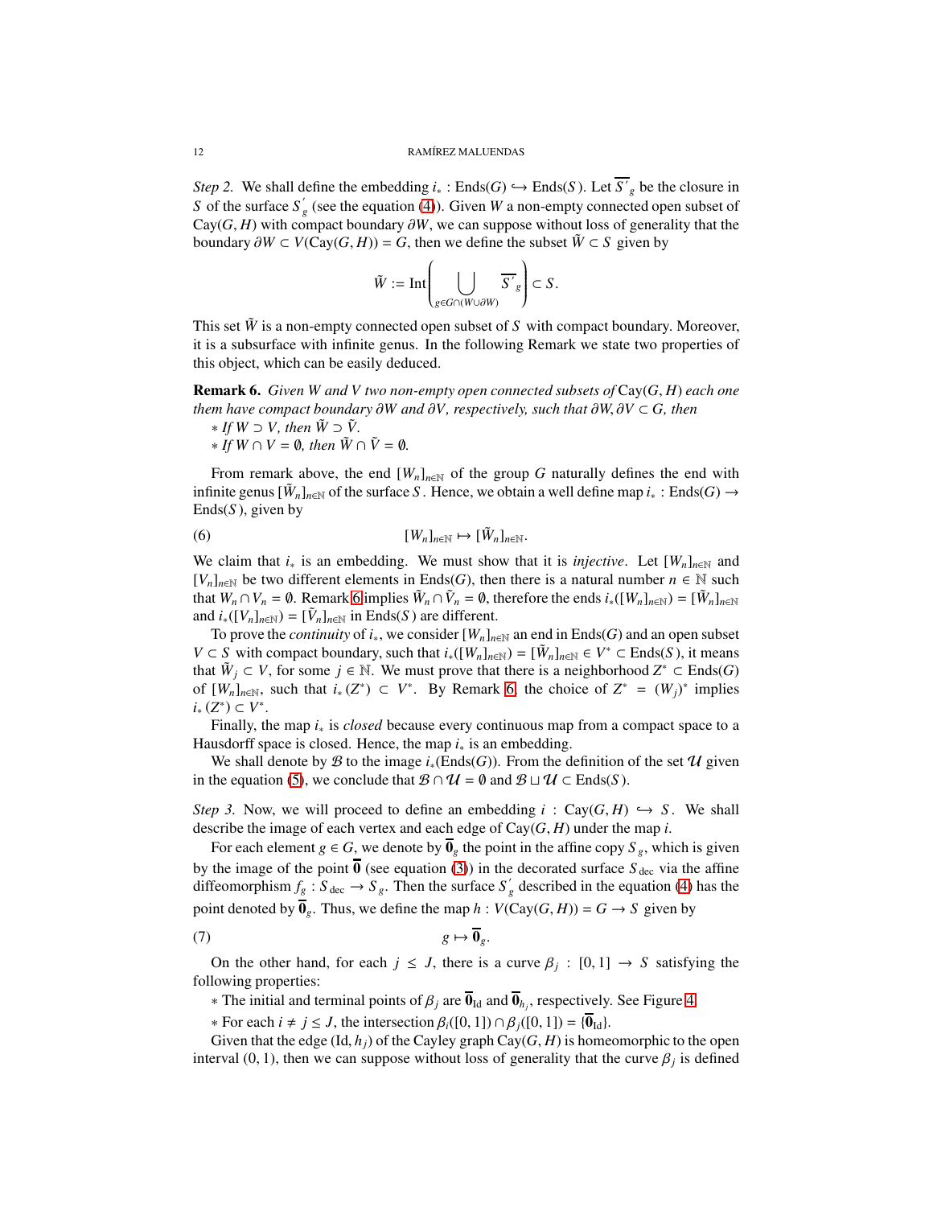*Step 2.* We shall define the embedding $i_* : \text{Ends}(G) \hookrightarrow \text{Ends}(S)$. Let $\overline{S'}_g$ be the closure in $S$ of the surface $S'_g$ (see the equation (4)). Given $W$ a non-empty connected open subset of $\text{Cay}(G, H)$ with compact boundary $\partial W$, we can suppose without loss of generality that the boundary $\partial W \subset V(\text{Cay}(G, H)) = G$, then we define the subset $\tilde{W} \subset S$ given by

$$\tilde{W} := \text{Int}\left( \bigcup_{g \in G \cap (W \cup \partial W)} \overline{S'}_g \right) \subset S.$$

This set $\tilde{W}$ is a non-empty connected open subset of $S$ with compact boundary. Moreover, it is a subsurface with infinite genus. In the following Remark we state two properties of this object, which can be easily deduced.

**Remark 6.** *Given $W$ and $V$ two non-empty open connected subsets of* $\text{Cay}(G, H)$ *each one them have compact boundary $\partial W$ and $\partial V$, respectively, such that $\partial W, \partial V \subset G$, then*

* *If $W \supset V$, then $\tilde{W} \supset \tilde{V}$.*
* *If $W \cap V = \emptyset$, then $\tilde{W} \cap \tilde{V} = \emptyset$.*

From remark above, the end $[W_n]_{n\in\mathbb{N}}$ of the group $G$ naturally defines the end with infinite genus $[\tilde{W}_n]_{n\in\mathbb{N}}$ of the surface $S$. Hence, we obtain a well define map $i_* : \text{Ends}(G) \to \text{Ends}(S)$, given by

$$[W_n]_{n\in\mathbb{N}} \mapsto [\tilde{W}_n]_{n\in\mathbb{N}}. \tag{6}$$

We claim that $i_*$ is an embedding. We must show that it is *injective*. Let $[W_n]_{n\in\mathbb{N}}$ and $[V_n]_{n\in\mathbb{N}}$ be two different elements in $\text{Ends}(G)$, then there is a natural number $n \in \mathbb{N}$ such that $W_n \cap V_n = \emptyset$. Remark 6 implies $\tilde{W}_n \cap \tilde{V}_n = \emptyset$, therefore the ends $i_*([W_n]_{n\in\mathbb{N}}) = [\tilde{W}_n]_{n\in\mathbb{N}}$ and $i_*([V_n]_{n\in\mathbb{N}}) = [\tilde{V}_n]_{n\in\mathbb{N}}$ in $\text{Ends}(S)$ are different.

To prove the *continuity* of $i_*$, we consider $[W_n]_{n\in\mathbb{N}}$ an end in $\text{Ends}(G)$ and an open subset $V \subset S$ with compact boundary, such that $i_*([W_n]_{n\in\mathbb{N}}) = [\tilde{W}_n]_{n\in\mathbb{N}} \in V^* \subset \text{Ends}(S)$, it means that $\tilde{W}_j \subset V$, for some $j \in \mathbb{N}$. We must prove that there is a neighborhood $Z^* \subset \text{Ends}(G)$ of $[W_n]_{n\in\mathbb{N}}$, such that $i_*(Z^*) \subset V^*$. By Remark 6, the choice of $Z^* = (W_j)^*$ implies $i_*(Z^*) \subset V^*$.

Finally, the map $i_*$ is *closed* because every continuous map from a compact space to a Hausdorff space is closed. Hence, the map $i_*$ is an embedding.

We shall denote by $\mathcal{B}$ to the image $i_*(\text{Ends}(G))$. From the definition of the set $\mathcal{U}$ given in the equation (5), we conclude that $\mathcal{B} \cap \mathcal{U} = \emptyset$ and $\mathcal{B} \sqcup \mathcal{U} \subset \text{Ends}(S)$.

*Step 3.* Now, we will proceed to define an embedding $i : \text{Cay}(G, H) \hookrightarrow S$. We shall describe the image of each vertex and each edge of $\text{Cay}(G, H)$ under the map $i$.

For each element $g \in G$, we denote by $\overline{\mathbf{0}}_g$ the point in the affine copy $S_g$, which is given by the image of the point $\overline{\mathbf{0}}$ (see equation (3)) in the decorated surface $S_{\text{dec}}$ via the affine diffeomorphism $f_g : S_{\text{dec}} \to S_g$. Then the surface $S'_g$ described in the equation (4) has the point denoted by $\overline{\mathbf{0}}_g$. Thus, we define the map $h : V(\text{Cay}(G, H)) = G \to S$ given by

$$g \mapsto \overline{\mathbf{0}}_g. \tag{7}$$

On the other hand, for each $j \leq J$, there is a curve $\beta_j : [0, 1] \to S$ satisfying the following properties:

* The initial and terminal points of $\beta_j$ are $\overline{\mathbf{0}}_{\text{Id}}$ and $\overline{\mathbf{0}}_{h_j}$, respectively. See Figure 4.
* For each $i \neq j \leq J$, the intersection $\beta_i([0, 1]) \cap \beta_j([0, 1]) = \{\overline{\mathbf{0}}_{\text{Id}}\}$.

Given that the edge $(\text{Id}, h_j)$ of the Cayley graph $\text{Cay}(G, H)$ is homeomorphic to the open interval $(0, 1)$, then we can suppose without loss of generality that the curve $\beta_j$ is defined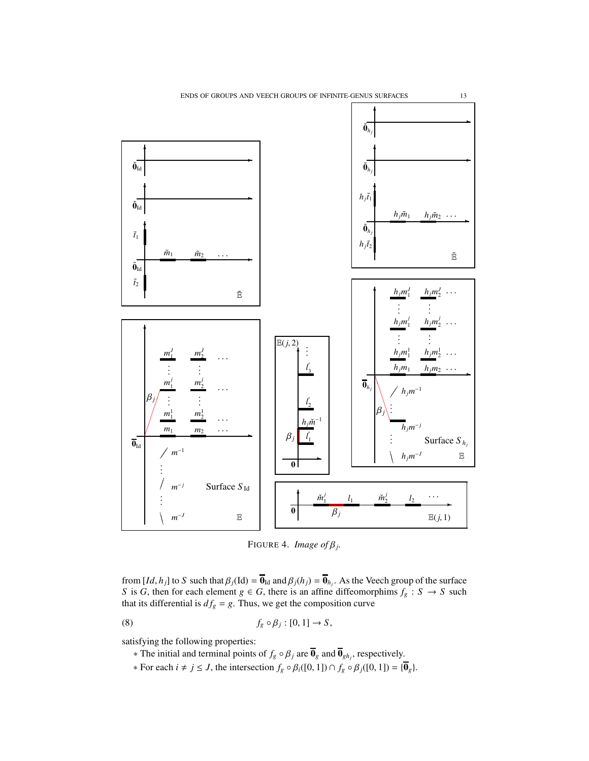FIGURE 4. *Image of $\beta_j$.*

from $[Id, h_j]$ to $S$ such that $\beta_j(\text{Id}) = \overline{\mathbf{0}}_{\text{Id}}$ and $\beta_j(h_j) = \overline{\mathbf{0}}_{h_j}$. As the Veech group of the surface $S$ is $G$, then for each element $g \in G$, there is an affine diffeomorphims $f_g : S \to S$ such that its differential is $df_g = g$. Thus, we get the composition curve

$$f_g \circ \beta_j : [0, 1] \to S, \tag{8}$$

satisfying the following properties:

* The initial and terminal points of $f_g \circ \beta_j$ are $\overline{\mathbf{0}}_g$ and $\overline{\mathbf{0}}_{gh_j}$, respectively.
* For each $i \neq j \leq J$, the intersection $f_g \circ \beta_i([0, 1]) \cap f_g \circ \beta_j([0, 1]) = \{\overline{\mathbf{0}}_g\}$.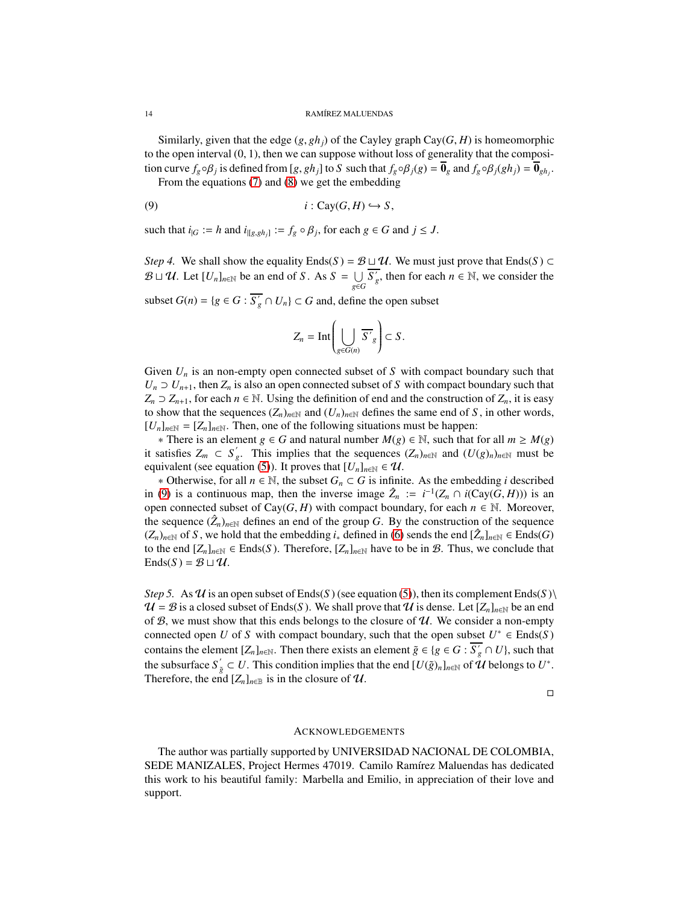Similarly, given that the edge $(g, gh_j)$ of the Cayley graph $\mathrm{Cay}(G, H)$ is homeomorphic to the open interval $(0, 1)$, then we can suppose without loss of generality that the composition curve $f_g \circ \beta_j$ is defined from $[g, gh_j]$ to $S$ such that $f_g \circ \beta_j(g) = \overline{\mathbf{0}}_g$ and $f_g \circ \beta_j(gh_j) = \overline{\mathbf{0}}_{gh_j}$.

From the equations (7) and (8) we get the embedding

$$
i : \mathrm{Cay}(G, H) \hookrightarrow S, \tag{9}
$$

such that $i_{|G} := h$ and $i_{|[g,gh_j]} := f_g \circ \beta_j$, for each $g \in G$ and $j \leq J$.

*Step 4.* We shall show the equality $\mathrm{Ends}(S) = \mathcal{B} \sqcup \mathcal{U}$. We must just prove that $\mathrm{Ends}(S) \subset \mathcal{B} \sqcup \mathcal{U}$. Let $[U_n]_{n\in\mathbb{N}}$ be an end of $S$. As $S = \bigcup_{g\in G} \overline{S'_g}$, then for each $n \in \mathbb{N}$, we consider the subset $G(n) = \{g \in G : \overline{S'_g} \cap U_n\} \subset G$ and, define the open subset

$$
Z_n = \mathrm{Int}\left( \bigcup_{g\in G(n)} \overline{S'_g} \right) \subset S.
$$

Given $U_n$ is an non-empty open connected subset of $S$ with compact boundary such that $U_n \supset U_{n+1}$, then $Z_n$ is also an open connected subset of $S$ with compact boundary such that $Z_n \supset Z_{n+1}$, for each $n \in \mathbb{N}$. Using the definition of end and the construction of $Z_n$, it is easy to show that the sequences $(Z_n)_{n\in\mathbb{N}}$ and $(U_n)_{n\in\mathbb{N}}$ defines the same end of $S$, in other words, $[U_n]_{n\in\mathbb{N}} = [Z_n]_{n\in\mathbb{N}}$. Then, one of the following situations must be happen:

$*$ There is an element $g \in G$ and natural number $M(g) \in \mathbb{N}$, such that for all $m \geq M(g)$ it satisfies $Z_m \subset S'_g$. This implies that the sequences $(Z_n)_{n\in\mathbb{N}}$ and $(U(g)_n)_{n\in\mathbb{N}}$ must be equivalent (see equation (5)). It proves that $[U_n]_{n\in\mathbb{N}} \in \mathcal{U}$.

$*$ Otherwise, for all $n \in \mathbb{N}$, the subset $G_n \subset G$ is infinite. As the embedding $i$ described in (9) is a continuous map, then the inverse image $\hat{Z}_n := i^{-1}(Z_n \cap i(\mathrm{Cay}(G, H)))$ is an open connected subset of $\mathrm{Cay}(G, H)$ with compact boundary, for each $n \in \mathbb{N}$. Moreover, the sequence $(\hat{Z}_n)_{n\in\mathbb{N}}$ defines an end of the group $G$. By the construction of the sequence $(Z_n)_{n\in\mathbb{N}}$ of $S$, we hold that the embedding $i_*$ defined in (6) sends the end $[\hat{Z}_n]_{n\in\mathbb{N}} \in \mathrm{Ends}(G)$ to the end $[Z_n]_{n\in\mathbb{N}} \in \mathrm{Ends}(S)$. Therefore, $[Z_n]_{n\in\mathbb{N}}$ have to be in $\mathcal{B}$. Thus, we conclude that $\mathrm{Ends}(S) = \mathcal{B} \sqcup \mathcal{U}$.

*Step 5.* As $\mathcal{U}$ is an open subset of $\mathrm{Ends}(S)$ (see equation (5)), then its complement $\mathrm{Ends}(S) \setminus \mathcal{U} = \mathcal{B}$ is a closed subset of $\mathrm{Ends}(S)$. We shall prove that $\mathcal{U}$ is dense. Let $[Z_n]_{n\in\mathbb{N}}$ be an end of $\mathcal{B}$, we must show that this ends belongs to the closure of $\mathcal{U}$. We consider a non-empty connected open $U$ of $S$ with compact boundary, such that the open subset $U^* \in \mathrm{Ends}(S)$ contains the element $[Z_n]_{n\in\mathbb{N}}$. Then there exists an element $\tilde{g} \in \{g \in G : \overline{S'_g} \cap U\}$, such that the subsurface $S'_{\tilde{g}} \subset U$. This condition implies that the end $[U(\tilde{g})_n]_{n\in\mathbb{N}}$ of $\mathcal{U}$ belongs to $U^*$. Therefore, the end $[Z_n]_{n\in\mathbb{B}}$ is in the closure of $\mathcal{U}$.

□

## Acknowledgements

The author was partially supported by UNIVERSIDAD NACIONAL DE COLOMBIA, SEDE MANIZALES, Project Hermes 47019. Camilo Ramírez Maluendas has dedicated this work to his beautiful family: Marbella and Emilio, in appreciation of their love and support.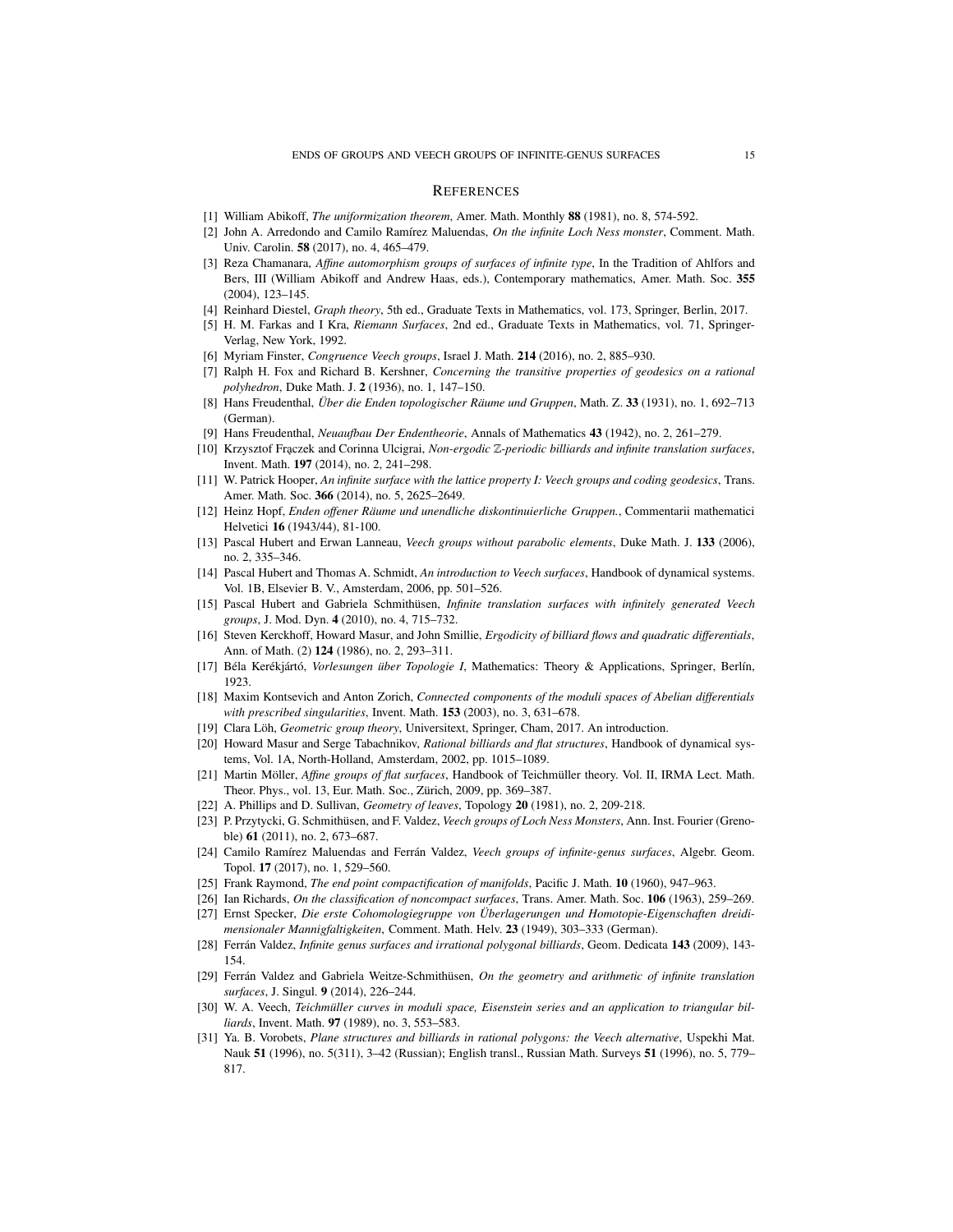## References

[1] William Abikoff, *The uniformization theorem*, Amer. Math. Monthly **88** (1981), no. 8, 574-592.

[2] John A. Arredondo and Camilo Ramírez Maluendas, *On the infinite Loch Ness monster*, Comment. Math. Univ. Carolin. **58** (2017), no. 4, 465–479.

[3] Reza Chamanara, *Affine automorphism groups of surfaces of infinite type*, In the Tradition of Ahlfors and Bers, III (William Abikoff and Andrew Haas, eds.), Contemporary mathematics, Amer. Math. Soc. **355** (2004), 123–145.

[4] Reinhard Diestel, *Graph theory*, 5th ed., Graduate Texts in Mathematics, vol. 173, Springer, Berlin, 2017.

[5] H. M. Farkas and I Kra, *Riemann Surfaces*, 2nd ed., Graduate Texts in Mathematics, vol. 71, Springer-Verlag, New York, 1992.

[6] Myriam Finster, *Congruence Veech groups*, Israel J. Math. **214** (2016), no. 2, 885–930.

[7] Ralph H. Fox and Richard B. Kershner, *Concerning the transitive properties of geodesics on a rational polyhedron*, Duke Math. J. **2** (1936), no. 1, 147–150.

[8] Hans Freudenthal, *Über die Enden topologischer Räume und Gruppen*, Math. Z. **33** (1931), no. 1, 692–713 (German).

[9] Hans Freudenthal, *Neuaufbau Der Endentheorie*, Annals of Mathematics **43** (1942), no. 2, 261–279.

[10] Krzysztof Frączek and Corinna Ulcigrai, *Non-ergodic $\mathbb{Z}$-periodic billiards and infinite translation surfaces*, Invent. Math. **197** (2014), no. 2, 241–298.

[11] W. Patrick Hooper, *An infinite surface with the lattice property I: Veech groups and coding geodesics*, Trans. Amer. Math. Soc. **366** (2014), no. 5, 2625–2649.

[12] Heinz Hopf, *Enden offener Räume und unendliche diskontinuierliche Gruppen.*, Commentarii mathematici Helvetici **16** (1943/44), 81-100.

[13] Pascal Hubert and Erwan Lanneau, *Veech groups without parabolic elements*, Duke Math. J. **133** (2006), no. 2, 335–346.

[14] Pascal Hubert and Thomas A. Schmidt, *An introduction to Veech surfaces*, Handbook of dynamical systems. Vol. 1B, Elsevier B. V., Amsterdam, 2006, pp. 501–526.

[15] Pascal Hubert and Gabriela Schmithüsen, *Infinite translation surfaces with infinitely generated Veech groups*, J. Mod. Dyn. **4** (2010), no. 4, 715–732.

[16] Steven Kerckhoff, Howard Masur, and John Smillie, *Ergodicity of billiard flows and quadratic differentials*, Ann. of Math. (2) **124** (1986), no. 2, 293–311.

[17] Béla Kerékjártó, *Vorlesungen über Topologie I*, Mathematics: Theory & Applications, Springer, Berlín, 1923.

[18] Maxim Kontsevich and Anton Zorich, *Connected components of the moduli spaces of Abelian differentials with prescribed singularities*, Invent. Math. **153** (2003), no. 3, 631–678.

[19] Clara Löh, *Geometric group theory*, Universitext, Springer, Cham, 2017. An introduction.

[20] Howard Masur and Serge Tabachnikov, *Rational billiards and flat structures*, Handbook of dynamical systems, Vol. 1A, North-Holland, Amsterdam, 2002, pp. 1015–1089.

[21] Martin Möller, *Affine groups of flat surfaces*, Handbook of Teichmüller theory. Vol. II, IRMA Lect. Math. Theor. Phys., vol. 13, Eur. Math. Soc., Zürich, 2009, pp. 369–387.

[22] A. Phillips and D. Sullivan, *Geometry of leaves*, Topology **20** (1981), no. 2, 209-218.

[23] P. Przytycki, G. Schmithüsen, and F. Valdez, *Veech groups of Loch Ness Monsters*, Ann. Inst. Fourier (Grenoble) **61** (2011), no. 2, 673–687.

[24] Camilo Ramírez Maluendas and Ferrán Valdez, *Veech groups of infinite-genus surfaces*, Algebr. Geom. Topol. **17** (2017), no. 1, 529–560.

[25] Frank Raymond, *The end point compactification of manifolds*, Pacific J. Math. **10** (1960), 947–963.

[26] Ian Richards, *On the classification of noncompact surfaces*, Trans. Amer. Math. Soc. **106** (1963), 259–269.

[27] Ernst Specker, *Die erste Cohomologiegruppe von Überlagerungen und Homotopie-Eigenschaften dreidimensionaler Mannigfaltigkeiten*, Comment. Math. Helv. **23** (1949), 303–333 (German).

[28] Ferrán Valdez, *Infinite genus surfaces and irrational polygonal billiards*, Geom. Dedicata **143** (2009), 143-154.

[29] Ferrán Valdez and Gabriela Weitze-Schmithüsen, *On the geometry and arithmetic of infinite translation surfaces*, J. Singul. **9** (2014), 226–244.

[30] W. A. Veech, *Teichmüller curves in moduli space, Eisenstein series and an application to triangular billiards*, Invent. Math. **97** (1989), no. 3, 553–583.

[31] Ya. B. Vorobets, *Plane structures and billiards in rational polygons: the Veech alternative*, Uspekhi Mat. Nauk **51** (1996), no. 5(311), 3–42 (Russian); English transl., Russian Math. Surveys **51** (1996), no. 5, 779–817.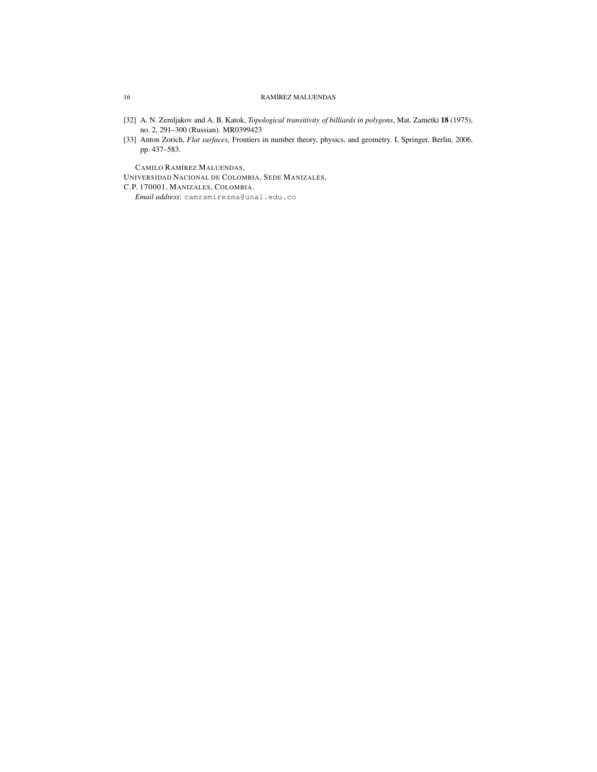[32] A. N. Zemljakov and A. B. Katok, *Topological transitivity of billiards in polygons*, Mat. Zametki **18** (1975), no. 2, 291–300 (Russian). MR0399423

[33] Anton Zorich, *Flat surfaces*, Frontiers in number theory, physics, and geometry. I, Springer, Berlin, 2006, pp. 437–583.

CAMILO RAMÍREZ MALUENDAS,
UNIVERSIDAD NACIONAL DE COLOMBIA, SEDE MANIZALES,
C.P. 170001, MANIZALES, COLOMBIA.
*Email address*: camramirezma@unal.edu.co